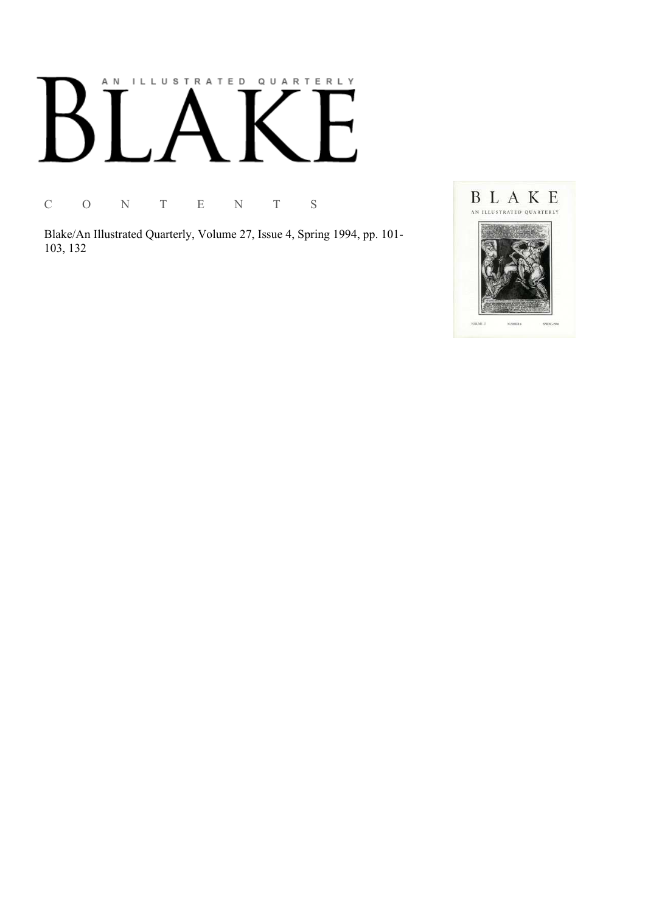# AN ILLUSTRATED QUARTERLY BLAKE

C O N T E N T S

Blake/An Illustrated Quarterly, Volume 27, Issue 4, Spring 1994, pp. 101-103, 132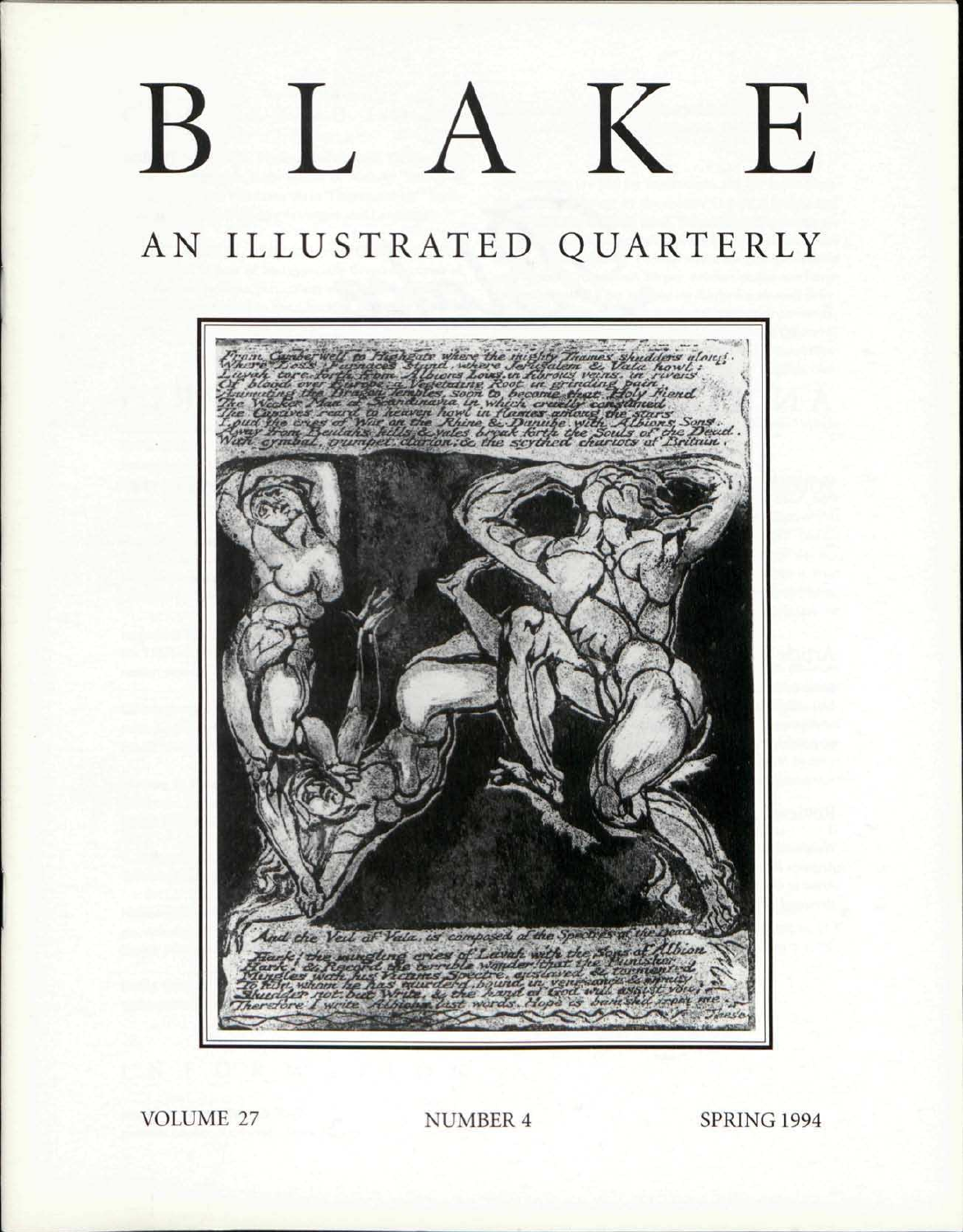# BLAKE

## AN ILLUSTRATED QUARTERLY

VOLUME 27 NUMBER 4 SPRING 1994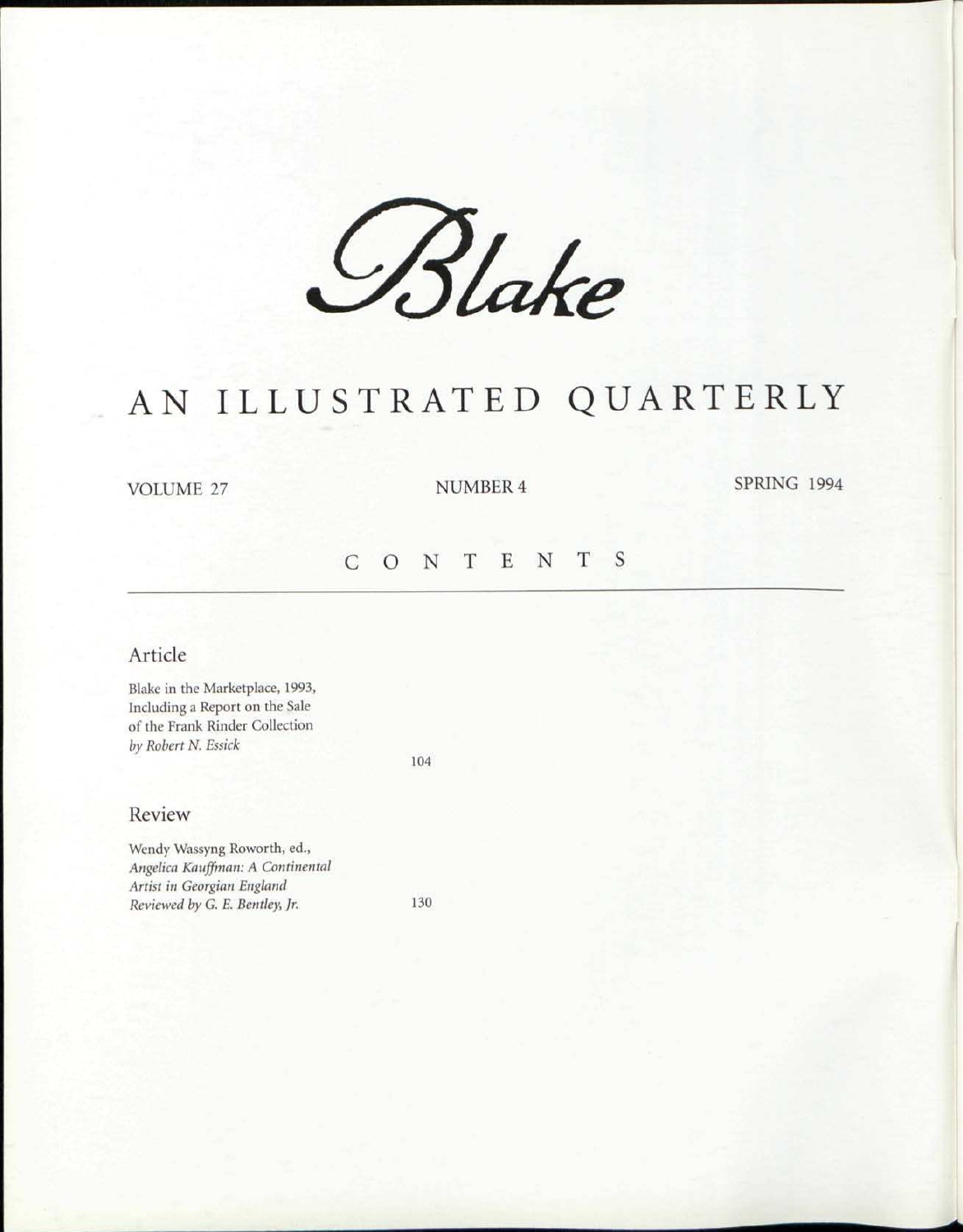# *Blake*

## AN ILLUSTRATED QUARTERLY

VOLUME 27 NUMBER 4 SPRING 1994

## CONTENTS

### Article

Blake in the Marketplace, 1993, Including a Report on the Sale of the Frank Rinder Collection
*by Robert N. Essick* 104

### Review

Wendy Wassyng Roworth, ed., *Angelica Kauffman: A Continental Artist in Georgian England*
*Reviewed by G. E. Bentley, Jr.* 130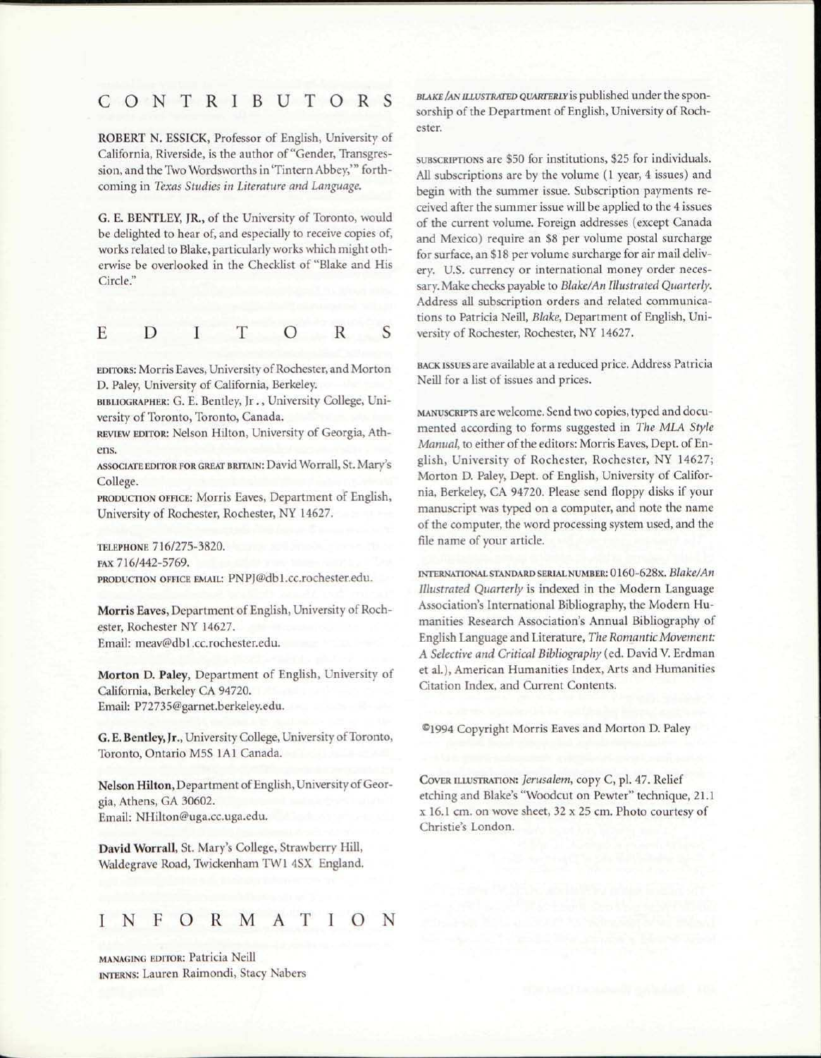## CONTRIBUTORS

**ROBERT N. ESSICK**, Professor of English, University of California, Riverside, is the author of "Gender, Transgression, and the Two Wordsworths in 'Tintern Abbey,'" forthcoming in *Texas Studies in Literature and Language*.

**G. E. BENTLEY, JR.**, of the University of Toronto, would be delighted to hear of, and especially to receive copies of, works related to Blake, particularly works which might otherwise be overlooked in the Checklist of "Blake and His Circle."

## EDITORS

EDITORS: Morris Eaves, University of Rochester, and Morton D. Paley, University of California, Berkeley.
BIBLIOGRAPHER: G. E. Bentley, Jr., University College, University of Toronto, Toronto, Canada.
REVIEW EDITOR: Nelson Hilton, University of Georgia, Athens.
ASSOCIATE EDITOR FOR GREAT BRITAIN: David Worrall, St. Mary's College.
PRODUCTION OFFICE: Morris Eaves, Department of English, University of Rochester, Rochester, NY 14627.

TELEPHONE 716/275-3820.
FAX 716/442-5769.
PRODUCTION OFFICE EMAIL: PNPJ@db1.cc.rochester.edu.

**Morris Eaves**, Department of English, University of Rochester, Rochester NY 14627.
Email: meav@db1.cc.rochester.edu.

**Morton D. Paley**, Department of English, University of California, Berkeley CA 94720.
Email: P72735@garnet.berkeley.edu.

**G. E. Bentley, Jr.**, University College, University of Toronto, Toronto, Ontario M5S 1A1 Canada.

**Nelson Hilton**, Department of English, University of Georgia, Athens, GA 30602.
Email: NHilton@uga.cc.uga.edu.

**David Worrall**, St. Mary's College, Strawberry Hill, Waldegrave Road, Twickenham TW1 4SX England.

## INFORMATION

MANAGING EDITOR: Patricia Neill
INTERNS: Lauren Raimondi, Stacy Nabers

*BLAKE/AN ILLUSTRATED QUARTERLY* is published under the sponsorship of the Department of English, University of Rochester.

SUBSCRIPTIONS are $50 for institutions, $25 for individuals. All subscriptions are by the volume (1 year, 4 issues) and begin with the summer issue. Subscription payments received after the summer issue will be applied to the 4 issues of the current volume. Foreign addresses (except Canada and Mexico) require an $8 per volume postal surcharge for surface, an $18 per volume surcharge for air mail delivery. U.S. currency or international money order necessary. Make checks payable to *Blake/An Illustrated Quarterly*. Address all subscription orders and related communications to Patricia Neill, *Blake*, Department of English, University of Rochester, Rochester, NY 14627.

BACK ISSUES are available at a reduced price. Address Patricia Neill for a list of issues and prices.

MANUSCRIPTS are welcome. Send two copies, typed and documented according to forms suggested in *The MLA Style Manual*, to either of the editors: Morris Eaves, Dept. of English, University of Rochester, Rochester, NY 14627; Morton D. Paley, Dept. of English, University of California, Berkeley, CA 94720. Please send floppy disks if your manuscript was typed on a computer, and note the name of the computer, the word processing system used, and the file name of your article.

INTERNATIONAL STANDARD SERIAL NUMBER: 0160-628x. *Blake/An Illustrated Quarterly* is indexed in the Modern Language Association's International Bibliography, the Modern Humanities Research Association's Annual Bibliography of English Language and Literature, *The Romantic Movement: A Selective and Critical Bibliography* (ed. David V. Erdman et al.), American Humanities Index, Arts and Humanities Citation Index, and Current Contents.

©1994 Copyright Morris Eaves and Morton D. Paley

COVER ILLUSTRATION: *Jerusalem*, copy C, pl. 47. Relief etching and Blake's "Woodcut on Pewter" technique, 21.1 x 16.1 cm. on wove sheet, 32 x 25 cm. Photo courtesy of Christie's London.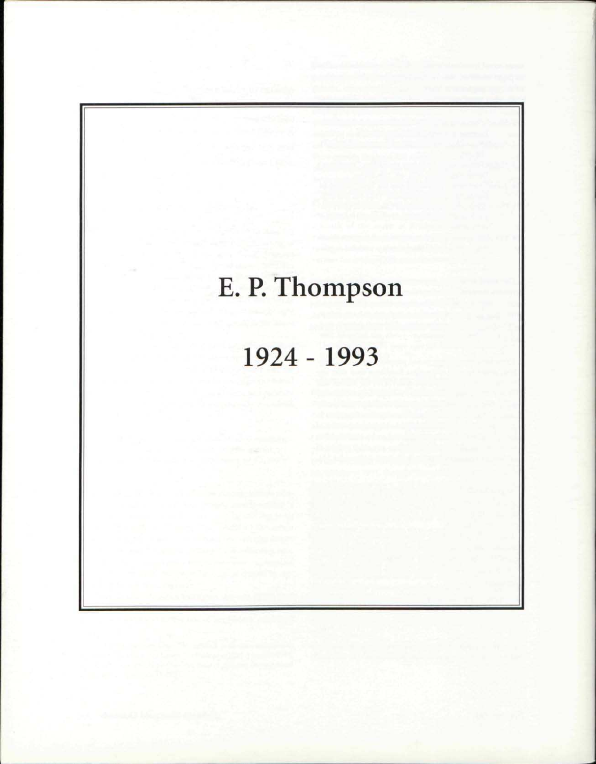# E. P. Thompson

# 1924 - 1993